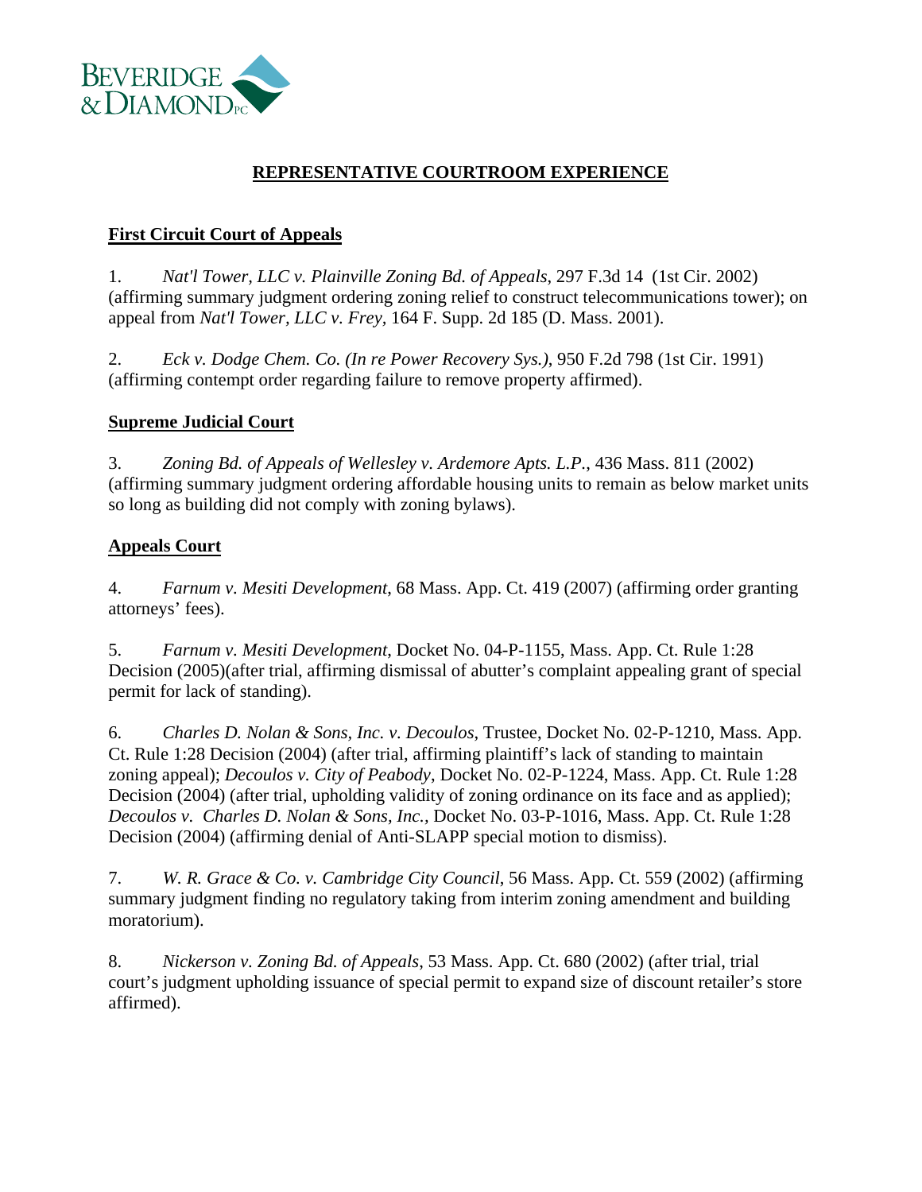# REPRESENTATIVE COURTROOM EXPERIENCE

## First Circuit Court of Appeals

1. *Nat'l Tower, LLC v. Plainville Zoning Bd. of Appeals*, 297 F.3d 14 (1st Cir. 2002) (affirming summary judgment ordering zoning relief to construct telecommunications tower); on appeal from *Nat'l Tower, LLC v. Frey*, 164 F. Supp. 2d 185 (D. Mass. 2001).

2. *Eck v. Dodge Chem. Co. (In re Power Recovery Sys.)*, 950 F.2d 798 (1st Cir. 1991) (affirming contempt order regarding failure to remove property affirmed).

## Supreme Judicial Court

3. *Zoning Bd. of Appeals of Wellesley v. Ardemore Apts. L.P.*, 436 Mass. 811 (2002) (affirming summary judgment ordering affordable housing units to remain as below market units so long as building did not comply with zoning bylaws).

## Appeals Court

4. *Farnum v. Mesiti Development*, 68 Mass. App. Ct. 419 (2007) (affirming order granting attorneys' fees).

5. *Farnum v. Mesiti Development*, Docket No. 04-P-1155, Mass. App. Ct. Rule 1:28 Decision (2005)(after trial, affirming dismissal of abutter's complaint appealing grant of special permit for lack of standing).

6. *Charles D. Nolan & Sons, Inc. v. Decoulos*, Trustee, Docket No. 02-P-1210, Mass. App. Ct. Rule 1:28 Decision (2004) (after trial, affirming plaintiff's lack of standing to maintain zoning appeal); *Decoulos v. City of Peabody*, Docket No. 02-P-1224, Mass. App. Ct. Rule 1:28 Decision (2004) (after trial, upholding validity of zoning ordinance on its face and as applied); *Decoulos v. Charles D. Nolan & Sons, Inc.*, Docket No. 03-P-1016, Mass. App. Ct. Rule 1:28 Decision (2004) (affirming denial of Anti-SLAPP special motion to dismiss).

7. *W. R. Grace & Co. v. Cambridge City Council*, 56 Mass. App. Ct. 559 (2002) (affirming summary judgment finding no regulatory taking from interim zoning amendment and building moratorium).

8. *Nickerson v. Zoning Bd. of Appeals*, 53 Mass. App. Ct. 680 (2002) (after trial, trial court's judgment upholding issuance of special permit to expand size of discount retailer's store affirmed).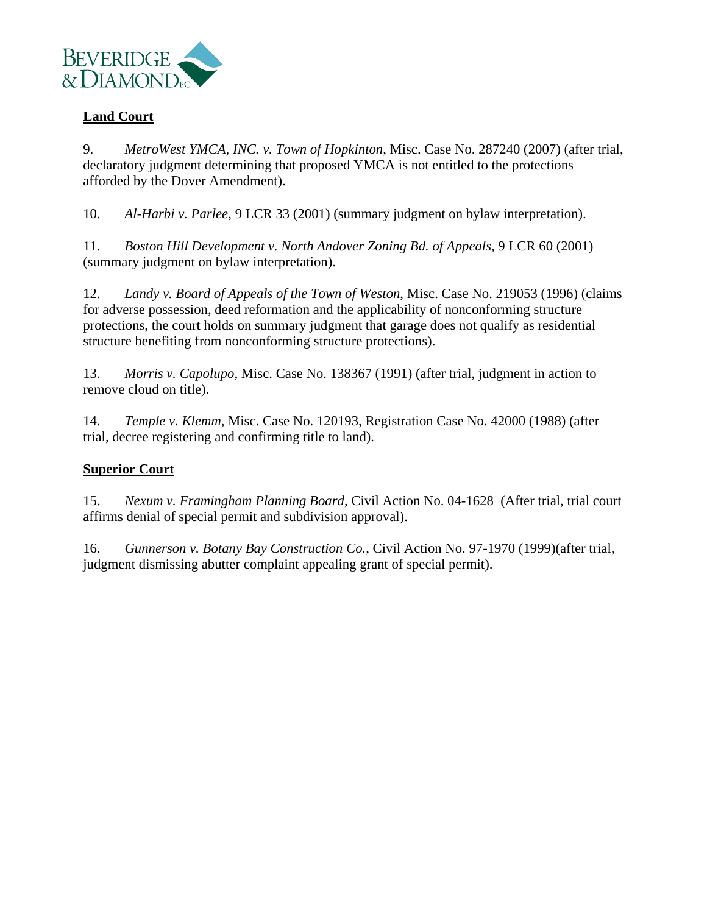**Land Court**

9. *MetroWest YMCA, INC. v. Town of Hopkinton*, Misc. Case No. 287240 (2007) (after trial, declaratory judgment determining that proposed YMCA is not entitled to the protections afforded by the Dover Amendment).

10. *Al-Harbi v. Parlee*, 9 LCR 33 (2001) (summary judgment on bylaw interpretation).

11. *Boston Hill Development v. North Andover Zoning Bd. of Appeals*, 9 LCR 60 (2001) (summary judgment on bylaw interpretation).

12. *Landy v. Board of Appeals of the Town of Weston*, Misc. Case No. 219053 (1996) (claims for adverse possession, deed reformation and the applicability of nonconforming structure protections, the court holds on summary judgment that garage does not qualify as residential structure benefiting from nonconforming structure protections).

13. *Morris v. Capolupo*, Misc. Case No. 138367 (1991) (after trial, judgment in action to remove cloud on title).

14. *Temple v. Klemm*, Misc. Case No. 120193, Registration Case No. 42000 (1988) (after trial, decree registering and confirming title to land).

**Superior Court**

15. *Nexum v. Framingham Planning Board*, Civil Action No. 04-1628 (After trial, trial court affirms denial of special permit and subdivision approval).

16. *Gunnerson v. Botany Bay Construction Co.*, Civil Action No. 97-1970 (1999)(after trial, judgment dismissing abutter complaint appealing grant of special permit).